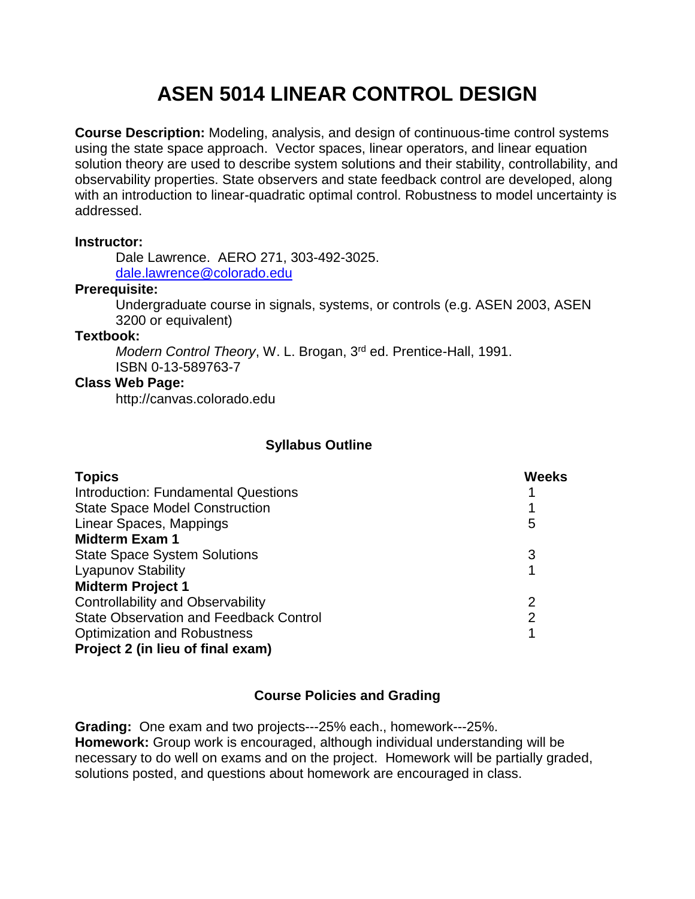# ASEN 5014 LINEAR CONTROL DESIGN

**Course Description:** Modeling, analysis, and design of continuous-time control systems using the state space approach. Vector spaces, linear operators, and linear equation solution theory are used to describe system solutions and their stability, controllability, and observability properties. State observers and state feedback control are developed, along with an introduction to linear-quadratic optimal control. Robustness to model uncertainty is addressed.

**Instructor:**

Dale Lawrence. AERO 271, 303-492-3025.
dale.lawrence@colorado.edu

**Prerequisite:**

Undergraduate course in signals, systems, or controls (e.g. ASEN 2003, ASEN 3200 or equivalent)

**Textbook:**

*Modern Control Theory*, W. L. Brogan, 3rd ed. Prentice-Hall, 1991.
ISBN 0-13-589763-7

**Class Web Page:**

http://canvas.colorado.edu

## Syllabus Outline

| Topics | Weeks |
|---|---|
| Introduction: Fundamental Questions | 1 |
| State Space Model Construction | 1 |
| Linear Spaces, Mappings | 5 |
| **Midterm Exam 1** | |
| State Space System Solutions | 3 |
| Lyapunov Stability | 1 |
| **Midterm Project 1** | |
| Controllability and Observability | 2 |
| State Observation and Feedback Control | 2 |
| Optimization and Robustness | 1 |
| **Project 2 (in lieu of final exam)** | |

## Course Policies and Grading

**Grading:** One exam and two projects---25% each., homework---25%.
**Homework:** Group work is encouraged, although individual understanding will be necessary to do well on exams and on the project. Homework will be partially graded, solutions posted, and questions about homework are encouraged in class.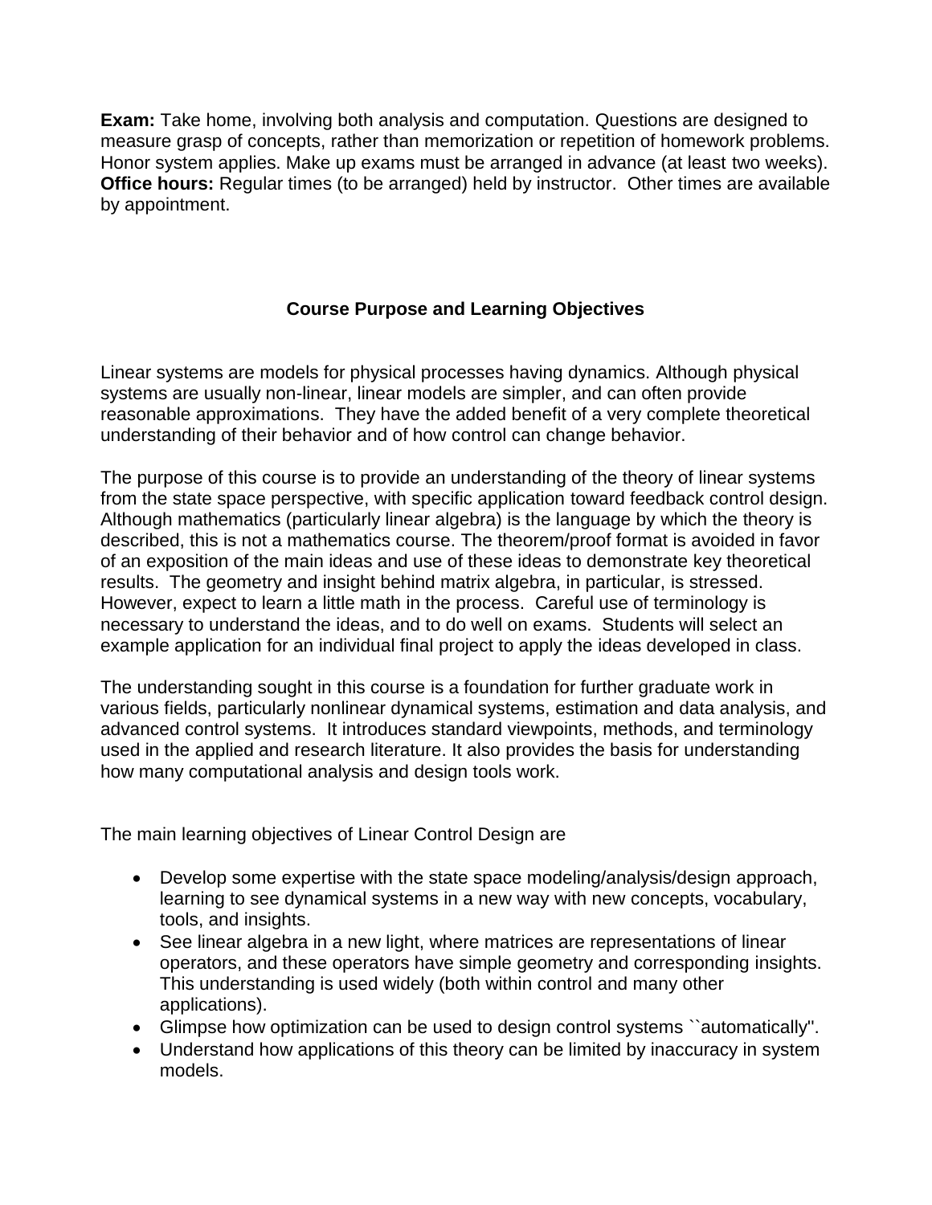**Exam:** Take home, involving both analysis and computation. Questions are designed to measure grasp of concepts, rather than memorization or repetition of homework problems. Honor system applies. Make up exams must be arranged in advance (at least two weeks).
**Office hours:** Regular times (to be arranged) held by instructor. Other times are available by appointment.

## Course Purpose and Learning Objectives

Linear systems are models for physical processes having dynamics. Although physical systems are usually non-linear, linear models are simpler, and can often provide reasonable approximations. They have the added benefit of a very complete theoretical understanding of their behavior and of how control can change behavior.

The purpose of this course is to provide an understanding of the theory of linear systems from the state space perspective, with specific application toward feedback control design. Although mathematics (particularly linear algebra) is the language by which the theory is described, this is not a mathematics course. The theorem/proof format is avoided in favor of an exposition of the main ideas and use of these ideas to demonstrate key theoretical results. The geometry and insight behind matrix algebra, in particular, is stressed. However, expect to learn a little math in the process. Careful use of terminology is necessary to understand the ideas, and to do well on exams. Students will select an example application for an individual final project to apply the ideas developed in class.

The understanding sought in this course is a foundation for further graduate work in various fields, particularly nonlinear dynamical systems, estimation and data analysis, and advanced control systems. It introduces standard viewpoints, methods, and terminology used in the applied and research literature. It also provides the basis for understanding how many computational analysis and design tools work.

The main learning objectives of Linear Control Design are

- Develop some expertise with the state space modeling/analysis/design approach, learning to see dynamical systems in a new way with new concepts, vocabulary, tools, and insights.
- See linear algebra in a new light, where matrices are representations of linear operators, and these operators have simple geometry and corresponding insights. This understanding is used widely (both within control and many other applications).
- Glimpse how optimization can be used to design control systems ``automatically''.
- Understand how applications of this theory can be limited by inaccuracy in system models.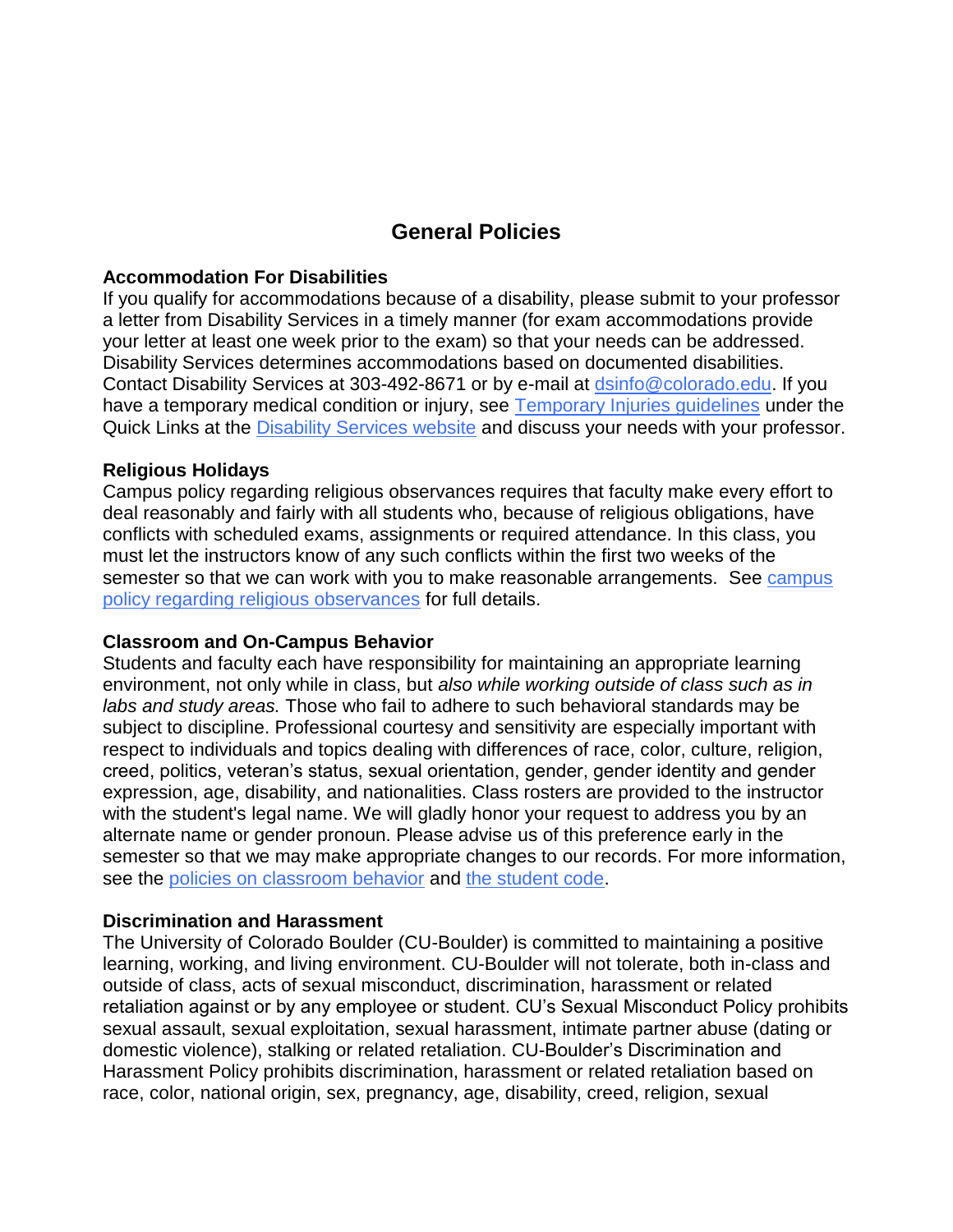# General Policies

**Accommodation For Disabilities**
If you qualify for accommodations because of a disability, please submit to your professor a letter from Disability Services in a timely manner (for exam accommodations provide your letter at least one week prior to the exam) so that your needs can be addressed. Disability Services determines accommodations based on documented disabilities. Contact Disability Services at 303-492-8671 or by e-mail at [dsinfo@colorado.edu](mailto:dsinfo@colorado.edu). If you have a temporary medical condition or injury, see [Temporary Injuries guidelines]() under the Quick Links at the [Disability Services website]() and discuss your needs with your professor.

**Religious Holidays**
Campus policy regarding religious observances requires that faculty make every effort to deal reasonably and fairly with all students who, because of religious obligations, have conflicts with scheduled exams, assignments or required attendance. In this class, you must let the instructors know of any such conflicts within the first two weeks of the semester so that we can work with you to make reasonable arrangements. See [campus policy regarding religious observances]() for full details.

**Classroom and On-Campus Behavior**
Students and faculty each have responsibility for maintaining an appropriate learning environment, not only while in class, but *also while working outside of class such as in labs and study areas.* Those who fail to adhere to such behavioral standards may be subject to discipline. Professional courtesy and sensitivity are especially important with respect to individuals and topics dealing with differences of race, color, culture, religion, creed, politics, veteran's status, sexual orientation, gender, gender identity and gender expression, age, disability, and nationalities. Class rosters are provided to the instructor with the student's legal name. We will gladly honor your request to address you by an alternate name or gender pronoun. Please advise us of this preference early in the semester so that we may make appropriate changes to our records. For more information, see the [policies on classroom behavior]() and [the student code]().

**Discrimination and Harassment**
The University of Colorado Boulder (CU-Boulder) is committed to maintaining a positive learning, working, and living environment. CU-Boulder will not tolerate, both in-class and outside of class, acts of sexual misconduct, discrimination, harassment or related retaliation against or by any employee or student. CU's Sexual Misconduct Policy prohibits sexual assault, sexual exploitation, sexual harassment, intimate partner abuse (dating or domestic violence), stalking or related retaliation. CU-Boulder's Discrimination and Harassment Policy prohibits discrimination, harassment or related retaliation based on race, color, national origin, sex, pregnancy, age, disability, creed, religion, sexual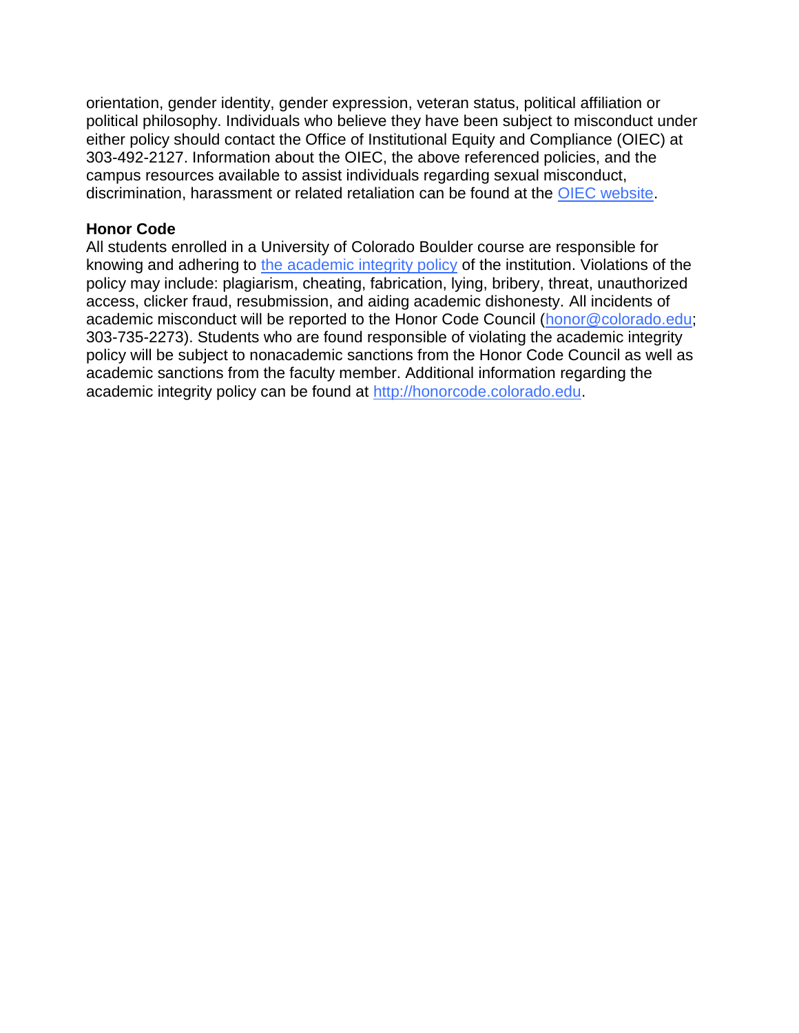orientation, gender identity, gender expression, veteran status, political affiliation or political philosophy. Individuals who believe they have been subject to misconduct under either policy should contact the Office of Institutional Equity and Compliance (OIEC) at 303-492-2127. Information about the OIEC, the above referenced policies, and the campus resources available to assist individuals regarding sexual misconduct, discrimination, harassment or related retaliation can be found at the OIEC website.

**Honor Code**

All students enrolled in a University of Colorado Boulder course are responsible for knowing and adhering to the academic integrity policy of the institution. Violations of the policy may include: plagiarism, cheating, fabrication, lying, bribery, threat, unauthorized access, clicker fraud, resubmission, and aiding academic dishonesty. All incidents of academic misconduct will be reported to the Honor Code Council (honor@colorado.edu; 303-735-2273). Students who are found responsible of violating the academic integrity policy will be subject to nonacademic sanctions from the Honor Code Council as well as academic sanctions from the faculty member. Additional information regarding the academic integrity policy can be found at http://honorcode.colorado.edu.